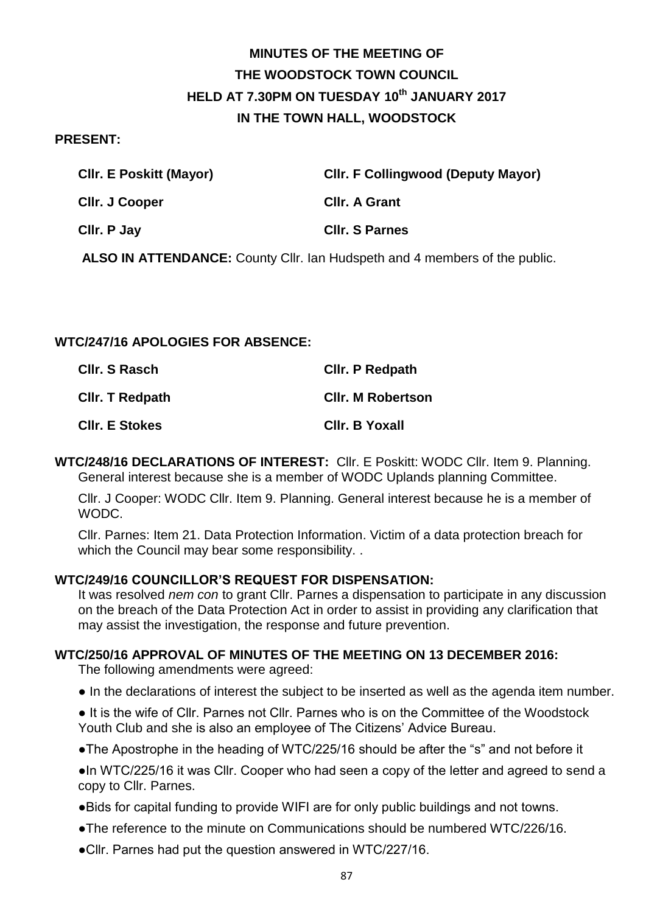# MINUTES OF THE MEETING OF THE WOODSTOCK TOWN COUNCIL HELD AT 7.30PM ON TUESDAY 10th JANUARY 2017 IN THE TOWN HALL, WOODSTOCK

**PRESENT:**

| | |
|---|---|
| **Cllr. E Poskitt (Mayor)** | **Cllr. F Collingwood (Deputy Mayor)** |
| **Cllr. J Cooper** | **Cllr. A Grant** |
| **Cllr. P Jay** | **Cllr. S Parnes** |

**ALSO IN ATTENDANCE:** County Cllr. Ian Hudspeth and 4 members of the public.

**WTC/247/16 APOLOGIES FOR ABSENCE:**

| | |
|---|---|
| **Cllr. S Rasch** | **Cllr. P Redpath** |
| **Cllr. T Redpath** | **Cllr. M Robertson** |
| **Cllr. E Stokes** | **Cllr. B Yoxall** |

**WTC/248/16 DECLARATIONS OF INTEREST:** Cllr. E Poskitt: WODC Cllr. Item 9. Planning. General interest because she is a member of WODC Uplands planning Committee.

Cllr. J Cooper: WODC Cllr. Item 9. Planning. General interest because he is a member of WODC.

Cllr. Parnes: Item 21. Data Protection Information. Victim of a data protection breach for which the Council may bear some responsibility. .

**WTC/249/16 COUNCILLOR'S REQUEST FOR DISPENSATION:**

It was resolved *nem con* to grant Cllr. Parnes a dispensation to participate in any discussion on the breach of the Data Protection Act in order to assist in providing any clarification that may assist the investigation, the response and future prevention.

**WTC/250/16 APPROVAL OF MINUTES OF THE MEETING ON 13 DECEMBER 2016:**

The following amendments were agreed:

- In the declarations of interest the subject to be inserted as well as the agenda item number.
- It is the wife of Cllr. Parnes not Cllr. Parnes who is on the Committee of the Woodstock Youth Club and she is also an employee of The Citizens' Advice Bureau.
- The Apostrophe in the heading of WTC/225/16 should be after the "s" and not before it
- In WTC/225/16 it was Cllr. Cooper who had seen a copy of the letter and agreed to send a copy to Cllr. Parnes.
- Bids for capital funding to provide WIFI are for only public buildings and not towns.
- The reference to the minute on Communications should be numbered WTC/226/16.
- Cllr. Parnes had put the question answered in WTC/227/16.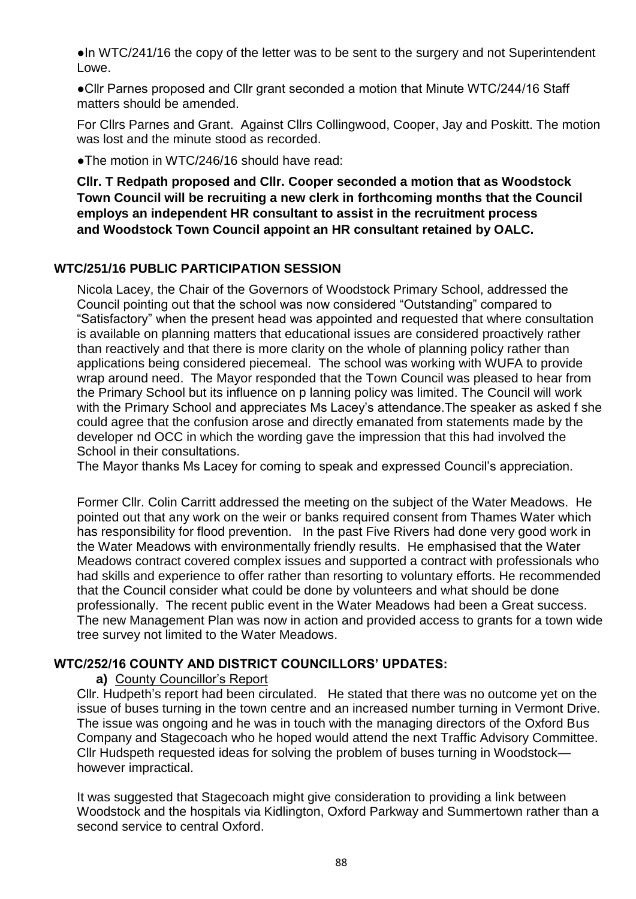●In WTC/241/16 the copy of the letter was to be sent to the surgery and not Superintendent Lowe.

●Cllr Parnes proposed and Cllr grant seconded a motion that Minute WTC/244/16 Staff matters should be amended.

For Cllrs Parnes and Grant. Against Cllrs Collingwood, Cooper, Jay and Poskitt. The motion was lost and the minute stood as recorded.

●The motion in WTC/246/16 should have read:

**Cllr. T Redpath proposed and Cllr. Cooper seconded a motion that as Woodstock Town Council will be recruiting a new clerk in forthcoming months that the Council employs an independent HR consultant to assist in the recruitment process and Woodstock Town Council appoint an HR consultant retained by OALC.**

## WTC/251/16 PUBLIC PARTICIPATION SESSION

Nicola Lacey, the Chair of the Governors of Woodstock Primary School, addressed the Council pointing out that the school was now considered "Outstanding" compared to "Satisfactory" when the present head was appointed and requested that where consultation is available on planning matters that educational issues are considered proactively rather than reactively and that there is more clarity on the whole of planning policy rather than applications being considered piecemeal. The school was working with WUFA to provide wrap around need. The Mayor responded that the Town Council was pleased to hear from the Primary School but its influence on p lanning policy was limited. The Council will work with the Primary School and appreciates Ms Lacey's attendance.The speaker as asked f she could agree that the confusion arose and directly emanated from statements made by the developer nd OCC in which the wording gave the impression that this had involved the School in their consultations.
The Mayor thanks Ms Lacey for coming to speak and expressed Council's appreciation.

Former Cllr. Colin Carritt addressed the meeting on the subject of the Water Meadows. He pointed out that any work on the weir or banks required consent from Thames Water which has responsibility for flood prevention. In the past Five Rivers had done very good work in the Water Meadows with environmentally friendly results. He emphasised that the Water Meadows contract covered complex issues and supported a contract with professionals who had skills and experience to offer rather than resorting to voluntary efforts. He recommended that the Council consider what could be done by volunteers and what should be done professionally. The recent public event in the Water Meadows had been a Great success. The new Management Plan was now in action and provided access to grants for a town wide tree survey not limited to the Water Meadows.

## WTC/252/16 COUNTY AND DISTRICT COUNCILLORS' UPDATES:

**a)** County Councillor's Report

Cllr. Hudpeth's report had been circulated. He stated that there was no outcome yet on the issue of buses turning in the town centre and an increased number turning in Vermont Drive. The issue was ongoing and he was in touch with the managing directors of the Oxford Bus Company and Stagecoach who he hoped would attend the next Traffic Advisory Committee. Cllr Hudspeth requested ideas for solving the problem of buses turning in Woodstock—however impractical.

It was suggested that Stagecoach might give consideration to providing a link between Woodstock and the hospitals via Kidlington, Oxford Parkway and Summertown rather than a second service to central Oxford.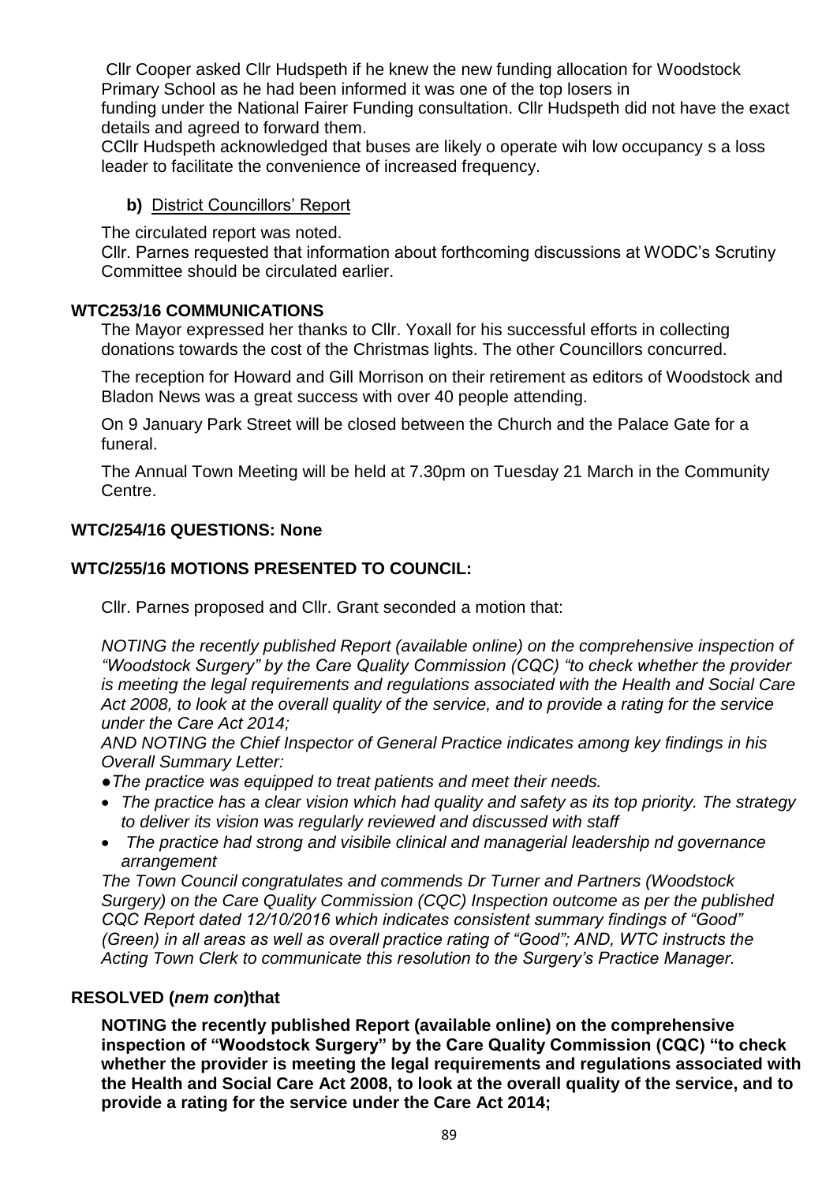Cllr Cooper asked Cllr Hudspeth if he knew the new funding allocation for Woodstock Primary School as he had been informed it was one of the top losers in funding under the National Fairer Funding consultation. Cllr Hudspeth did not have the exact details and agreed to forward them.

CCllr Hudspeth acknowledged that buses are likely o operate wih low occupancy s a loss leader to facilitate the convenience of increased frequency.

**b)** District Councillors' Report

The circulated report was noted.

Cllr. Parnes requested that information about forthcoming discussions at WODC's Scrutiny Committee should be circulated earlier.

**WTC253/16 COMMUNICATIONS**

The Mayor expressed her thanks to Cllr. Yoxall for his successful efforts in collecting donations towards the cost of the Christmas lights. The other Councillors concurred.

The reception for Howard and Gill Morrison on their retirement as editors of Woodstock and Bladon News was a great success with over 40 people attending.

On 9 January Park Street will be closed between the Church and the Palace Gate for a funeral.

The Annual Town Meeting will be held at 7.30pm on Tuesday 21 March in the Community Centre.

**WTC/254/16 QUESTIONS: None**

**WTC/255/16 MOTIONS PRESENTED TO COUNCIL:**

Cllr. Parnes proposed and Cllr. Grant seconded a motion that:

*NOTING the recently published Report (available online) on the comprehensive inspection of "Woodstock Surgery" by the Care Quality Commission (CQC) "to check whether the provider is meeting the legal requirements and regulations associated with the Health and Social Care Act 2008, to look at the overall quality of the service, and to provide a rating for the service under the Care Act 2014;*

*AND NOTING the Chief Inspector of General Practice indicates among key findings in his Overall Summary Letter:*

- *The practice was equipped to treat patients and meet their needs.*
- *The practice has a clear vision which had quality and safety as its top priority. The strategy to deliver its vision was regularly reviewed and discussed with staff*
- *The practice had strong and visibile clinical and managerial leadership nd governance arrangement*

*The Town Council congratulates and commends Dr Turner and Partners (Woodstock Surgery) on the Care Quality Commission (CQC) Inspection outcome as per the published CQC Report dated 12/10/2016 which indicates consistent summary findings of "Good" (Green) in all areas as well as overall practice rating of "Good"; AND, WTC instructs the Acting Town Clerk to communicate this resolution to the Surgery's Practice Manager.*

**RESOLVED (*nem con*)that**

**NOTING the recently published Report (available online) on the comprehensive inspection of "Woodstock Surgery" by the Care Quality Commission (CQC) "to check whether the provider is meeting the legal requirements and regulations associated with the Health and Social Care Act 2008, to look at the overall quality of the service, and to provide a rating for the service under the Care Act 2014;**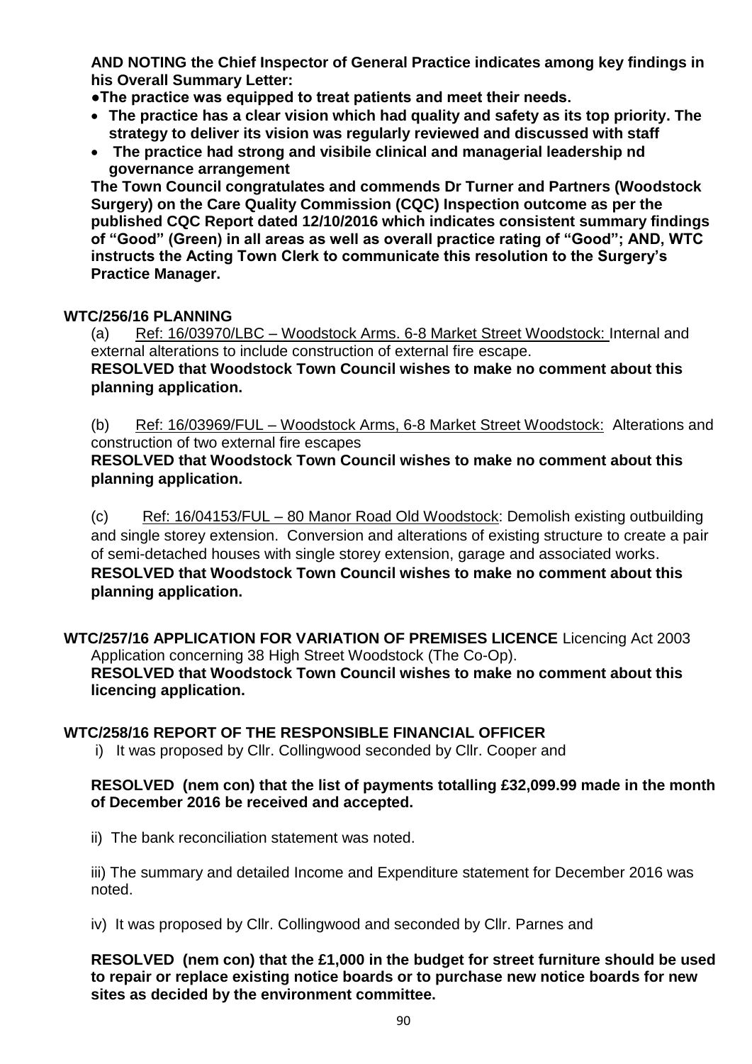**AND NOTING the Chief Inspector of General Practice indicates among key findings in his Overall Summary Letter:**

**●The practice was equipped to treat patients and meet their needs.**

- **The practice has a clear vision which had quality and safety as its top priority. The strategy to deliver its vision was regularly reviewed and discussed with staff**
- **The practice had strong and visibile clinical and managerial leadership nd governance arrangement**

**The Town Council congratulates and commends Dr Turner and Partners (Woodstock Surgery) on the Care Quality Commission (CQC) Inspection outcome as per the published CQC Report dated 12/10/2016 which indicates consistent summary findings of "Good" (Green) in all areas as well as overall practice rating of "Good"; AND, WTC instructs the Acting Town Clerk to communicate this resolution to the Surgery's Practice Manager.**

**WTC/256/16 PLANNING**

(a) Ref: 16/03970/LBC – Woodstock Arms. 6-8 Market Street Woodstock: Internal and external alterations to include construction of external fire escape.

**RESOLVED that Woodstock Town Council wishes to make no comment about this planning application.**

(b) Ref: 16/03969/FUL – Woodstock Arms, 6-8 Market Street Woodstock: Alterations and construction of two external fire escapes

**RESOLVED that Woodstock Town Council wishes to make no comment about this planning application.**

(c) Ref: 16/04153/FUL – 80 Manor Road Old Woodstock: Demolish existing outbuilding and single storey extension. Conversion and alterations of existing structure to create a pair of semi-detached houses with single storey extension, garage and associated works.

**RESOLVED that Woodstock Town Council wishes to make no comment about this planning application.**

**WTC/257/16 APPLICATION FOR VARIATION OF PREMISES LICENCE** Licencing Act 2003 Application concerning 38 High Street Woodstock (The Co-Op).

**RESOLVED that Woodstock Town Council wishes to make no comment about this licencing application.**

**WTC/258/16 REPORT OF THE RESPONSIBLE FINANCIAL OFFICER**

i) It was proposed by Cllr. Collingwood seconded by Cllr. Cooper and

**RESOLVED (nem con) that the list of payments totalling £32,099.99 made in the month of December 2016 be received and accepted.**

ii) The bank reconciliation statement was noted.

iii) The summary and detailed Income and Expenditure statement for December 2016 was noted.

iv) It was proposed by Cllr. Collingwood and seconded by Cllr. Parnes and

**RESOLVED (nem con) that the £1,000 in the budget for street furniture should be used to repair or replace existing notice boards or to purchase new notice boards for new sites as decided by the environment committee.**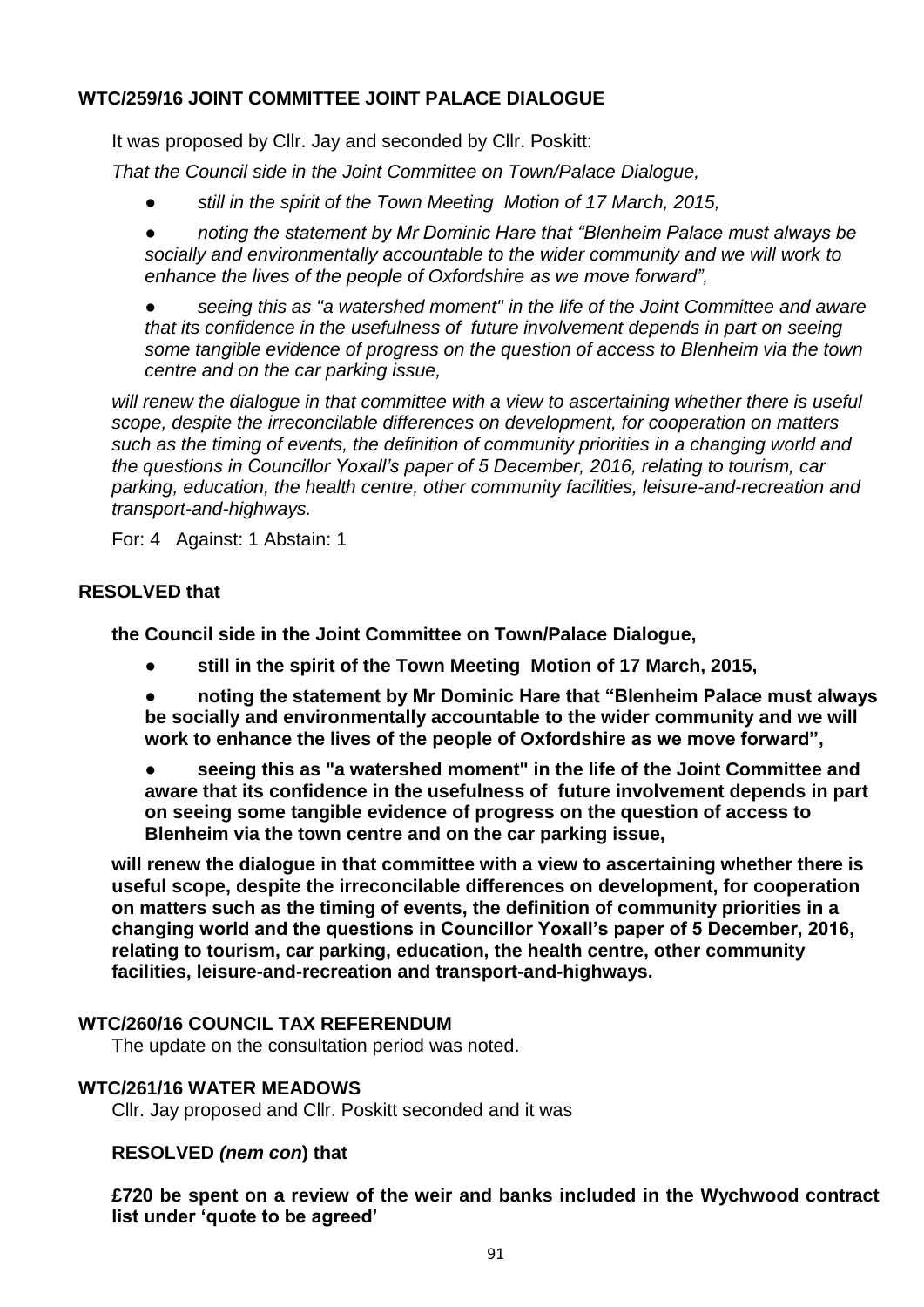**WTC/259/16 JOINT COMMITTEE JOINT PALACE DIALOGUE**

It was proposed by Cllr. Jay and seconded by Cllr. Poskitt:

*That the Council side in the Joint Committee on Town/Palace Dialogue,*

- *still in the spirit of the Town Meeting Motion of 17 March, 2015,*
- *noting the statement by Mr Dominic Hare that "Blenheim Palace must always be socially and environmentally accountable to the wider community and we will work to enhance the lives of the people of Oxfordshire as we move forward",*
- *seeing this as "a watershed moment" in the life of the Joint Committee and aware that its confidence in the usefulness of future involvement depends in part on seeing some tangible evidence of progress on the question of access to Blenheim via the town centre and on the car parking issue,*

*will renew the dialogue in that committee with a view to ascertaining whether there is useful scope, despite the irreconcilable differences on development, for cooperation on matters such as the timing of events, the definition of community priorities in a changing world and the questions in Councillor Yoxall's paper of 5 December, 2016, relating to tourism, car parking, education, the health centre, other community facilities, leisure-and-recreation and transport-and-highways.*

For: 4 Against: 1 Abstain: 1

**RESOLVED that**

**the Council side in the Joint Committee on Town/Palace Dialogue,**

- **still in the spirit of the Town Meeting Motion of 17 March, 2015,**
- **noting the statement by Mr Dominic Hare that "Blenheim Palace must always be socially and environmentally accountable to the wider community and we will work to enhance the lives of the people of Oxfordshire as we move forward",**
- **seeing this as "a watershed moment" in the life of the Joint Committee and aware that its confidence in the usefulness of future involvement depends in part on seeing some tangible evidence of progress on the question of access to Blenheim via the town centre and on the car parking issue,**

**will renew the dialogue in that committee with a view to ascertaining whether there is useful scope, despite the irreconcilable differences on development, for cooperation on matters such as the timing of events, the definition of community priorities in a changing world and the questions in Councillor Yoxall's paper of 5 December, 2016, relating to tourism, car parking, education, the health centre, other community facilities, leisure-and-recreation and transport-and-highways.**

**WTC/260/16 COUNCIL TAX REFERENDUM**

The update on the consultation period was noted.

**WTC/261/16 WATER MEADOWS**

Cllr. Jay proposed and Cllr. Poskitt seconded and it was

**RESOLVED *(nem con*) that**

**£720 be spent on a review of the weir and banks included in the Wychwood contract list under 'quote to be agreed'**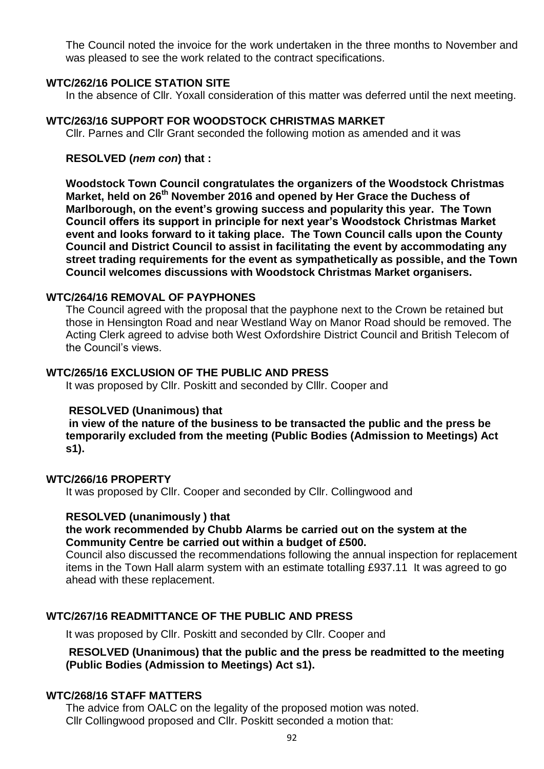The Council noted the invoice for the work undertaken in the three months to November and was pleased to see the work related to the contract specifications.

### WTC/262/16 POLICE STATION SITE

In the absence of Cllr. Yoxall consideration of this matter was deferred until the next meeting.

### WTC/263/16 SUPPORT FOR WOODSTOCK CHRISTMAS MARKET

Cllr. Parnes and Cllr Grant seconded the following motion as amended and it was

**RESOLVED (*nem con*) that :**

**Woodstock Town Council congratulates the organizers of the Woodstock Christmas Market, held on 26th November 2016 and opened by Her Grace the Duchess of Marlborough, on the event's growing success and popularity this year. The Town Council offers its support in principle for next year's Woodstock Christmas Market event and looks forward to it taking place. The Town Council calls upon the County Council and District Council to assist in facilitating the event by accommodating any street trading requirements for the event as sympathetically as possible, and the Town Council welcomes discussions with Woodstock Christmas Market organisers.**

### WTC/264/16 REMOVAL OF PAYPHONES

The Council agreed with the proposal that the payphone next to the Crown be retained but those in Hensington Road and near Westland Way on Manor Road should be removed. The Acting Clerk agreed to advise both West Oxfordshire District Council and British Telecom of the Council's views.

### WTC/265/16 EXCLUSION OF THE PUBLIC AND PRESS

It was proposed by Cllr. Poskitt and seconded by Clllr. Cooper and

**RESOLVED (Unanimous) that**

**in view of the nature of the business to be transacted the public and the press be temporarily excluded from the meeting (Public Bodies (Admission to Meetings) Act s1).**

### WTC/266/16 PROPERTY

It was proposed by Cllr. Cooper and seconded by Cllr. Collingwood and

**RESOLVED (unanimously ) that**

**the work recommended by Chubb Alarms be carried out on the system at the Community Centre be carried out within a budget of £500.**

Council also discussed the recommendations following the annual inspection for replacement items in the Town Hall alarm system with an estimate totalling £937.11 It was agreed to go ahead with these replacement.

### WTC/267/16 READMITTANCE OF THE PUBLIC AND PRESS

It was proposed by Cllr. Poskitt and seconded by Cllr. Cooper and

**RESOLVED (Unanimous) that the public and the press be readmitted to the meeting (Public Bodies (Admission to Meetings) Act s1).**

### WTC/268/16 STAFF MATTERS

The advice from OALC on the legality of the proposed motion was noted.
Cllr Collingwood proposed and Cllr. Poskitt seconded a motion that: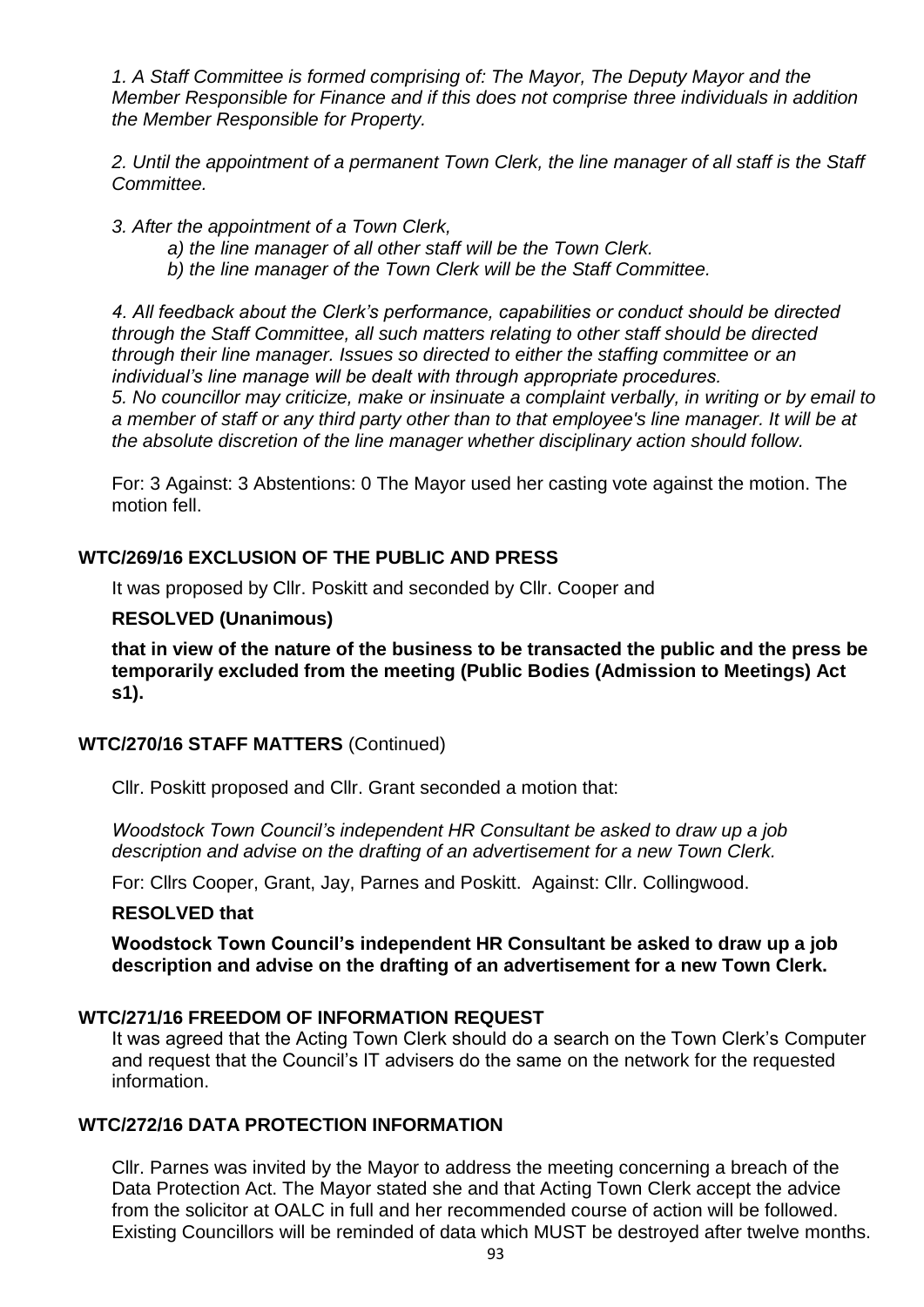*1. A Staff Committee is formed comprising of: The Mayor, The Deputy Mayor and the Member Responsible for Finance and if this does not comprise three individuals in addition the Member Responsible for Property.*

*2. Until the appointment of a permanent Town Clerk, the line manager of all staff is the Staff Committee.*

*3. After the appointment of a Town Clerk,*

*a) the line manager of all other staff will be the Town Clerk.*

*b) the line manager of the Town Clerk will be the Staff Committee.*

*4. All feedback about the Clerk's performance, capabilities or conduct should be directed through the Staff Committee, all such matters relating to other staff should be directed through their line manager. Issues so directed to either the staffing committee or an individual's line manage will be dealt with through appropriate procedures.*

*5. No councillor may criticize, make or insinuate a complaint verbally, in writing or by email to a member of staff or any third party other than to that employee's line manager. It will be at the absolute discretion of the line manager whether disciplinary action should follow.*

For: 3 Against: 3 Abstentions: 0 The Mayor used her casting vote against the motion. The motion fell.

### WTC/269/16 EXCLUSION OF THE PUBLIC AND PRESS

It was proposed by Cllr. Poskitt and seconded by Cllr. Cooper and

**RESOLVED (Unanimous)**

**that in view of the nature of the business to be transacted the public and the press be temporarily excluded from the meeting (Public Bodies (Admission to Meetings) Act s1).**

### WTC/270/16 STAFF MATTERS (Continued)

Cllr. Poskitt proposed and Cllr. Grant seconded a motion that:

*Woodstock Town Council's independent HR Consultant be asked to draw up a job description and advise on the drafting of an advertisement for a new Town Clerk.*

For: Cllrs Cooper, Grant, Jay, Parnes and Poskitt. Against: Cllr. Collingwood.

**RESOLVED that**

**Woodstock Town Council's independent HR Consultant be asked to draw up a job description and advise on the drafting of an advertisement for a new Town Clerk.**

### WTC/271/16 FREEDOM OF INFORMATION REQUEST

It was agreed that the Acting Town Clerk should do a search on the Town Clerk's Computer and request that the Council's IT advisers do the same on the network for the requested information.

### WTC/272/16 DATA PROTECTION INFORMATION

Cllr. Parnes was invited by the Mayor to address the meeting concerning a breach of the Data Protection Act. The Mayor stated she and that Acting Town Clerk accept the advice from the solicitor at OALC in full and her recommended course of action will be followed. Existing Councillors will be reminded of data which MUST be destroyed after twelve months.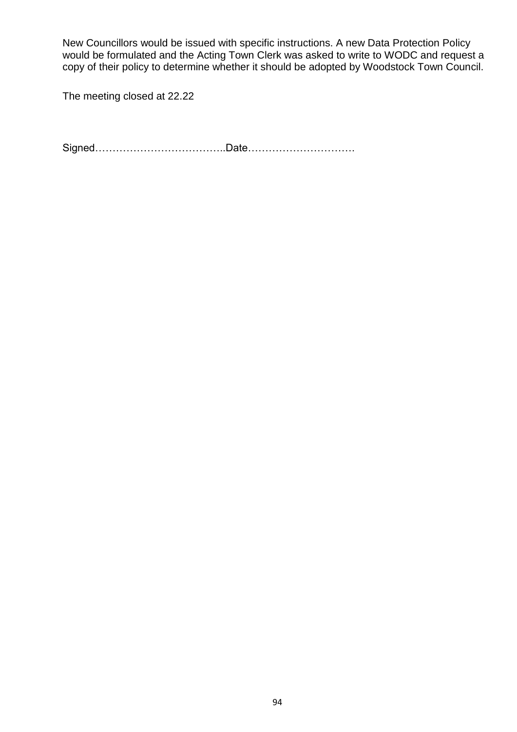New Councillors would be issued with specific instructions. A new Data Protection Policy would be formulated and the Acting Town Clerk was asked to write to WODC and request a copy of their policy to determine whether it should be adopted by Woodstock Town Council.

The meeting closed at 22.22

Signed………………………………..Date………………………….